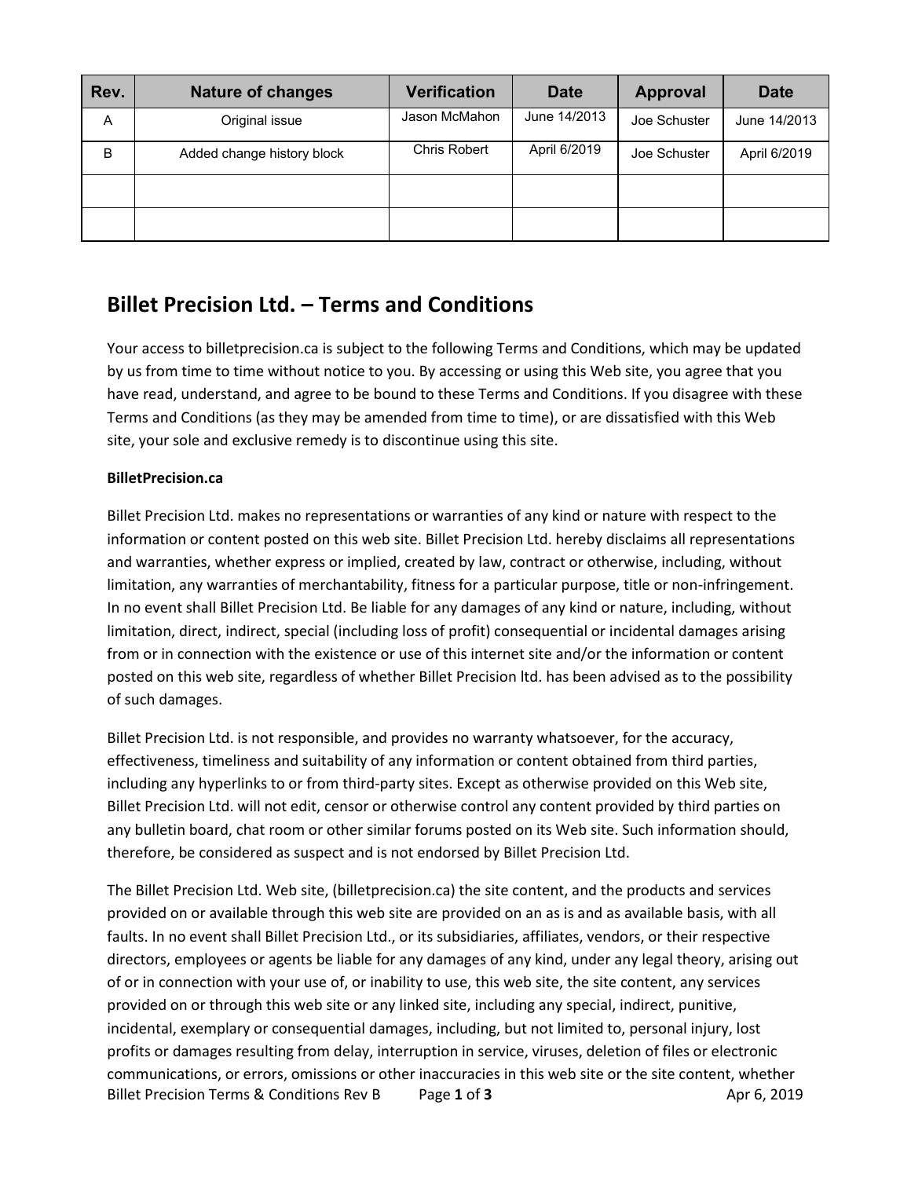| Rev. | Nature of changes | Verification | Date | Approval | Date |
|---|---|---|---|---|---|
| A | Original issue | Jason McMahon | June 14/2013 | Joe Schuster | June 14/2013 |
| B | Added change history block | Chris Robert | April 6/2019 | Joe Schuster | April 6/2019 |
| | | | | | |
| | | | | | |

## Billet Precision Ltd. – Terms and Conditions

Your access to billetprecision.ca is subject to the following Terms and Conditions, which may be updated by us from time to time without notice to you. By accessing or using this Web site, you agree that you have read, understand, and agree to be bound to these Terms and Conditions. If you disagree with these Terms and Conditions (as they may be amended from time to time), or are dissatisfied with this Web site, your sole and exclusive remedy is to discontinue using this site.

**BilletPrecision.ca**

Billet Precision Ltd. makes no representations or warranties of any kind or nature with respect to the information or content posted on this web site. Billet Precision Ltd. hereby disclaims all representations and warranties, whether express or implied, created by law, contract or otherwise, including, without limitation, any warranties of merchantability, fitness for a particular purpose, title or non-infringement. In no event shall Billet Precision Ltd. Be liable for any damages of any kind or nature, including, without limitation, direct, indirect, special (including loss of profit) consequential or incidental damages arising from or in connection with the existence or use of this internet site and/or the information or content posted on this web site, regardless of whether Billet Precision ltd. has been advised as to the possibility of such damages.

Billet Precision Ltd. is not responsible, and provides no warranty whatsoever, for the accuracy, effectiveness, timeliness and suitability of any information or content obtained from third parties, including any hyperlinks to or from third-party sites. Except as otherwise provided on this Web site, Billet Precision Ltd. will not edit, censor or otherwise control any content provided by third parties on any bulletin board, chat room or other similar forums posted on its Web site. Such information should, therefore, be considered as suspect and is not endorsed by Billet Precision Ltd.

The Billet Precision Ltd. Web site, (billetprecision.ca) the site content, and the products and services provided on or available through this web site are provided on an as is and as available basis, with all faults. In no event shall Billet Precision Ltd., or its subsidiaries, affiliates, vendors, or their respective directors, employees or agents be liable for any damages of any kind, under any legal theory, arising out of or in connection with your use of, or inability to use, this web site, the site content, any services provided on or through this web site or any linked site, including any special, indirect, punitive, incidental, exemplary or consequential damages, including, but not limited to, personal injury, lost profits or damages resulting from delay, interruption in service, viruses, deletion of files or electronic communications, or errors, omissions or other inaccuracies in this web site or the site content, whether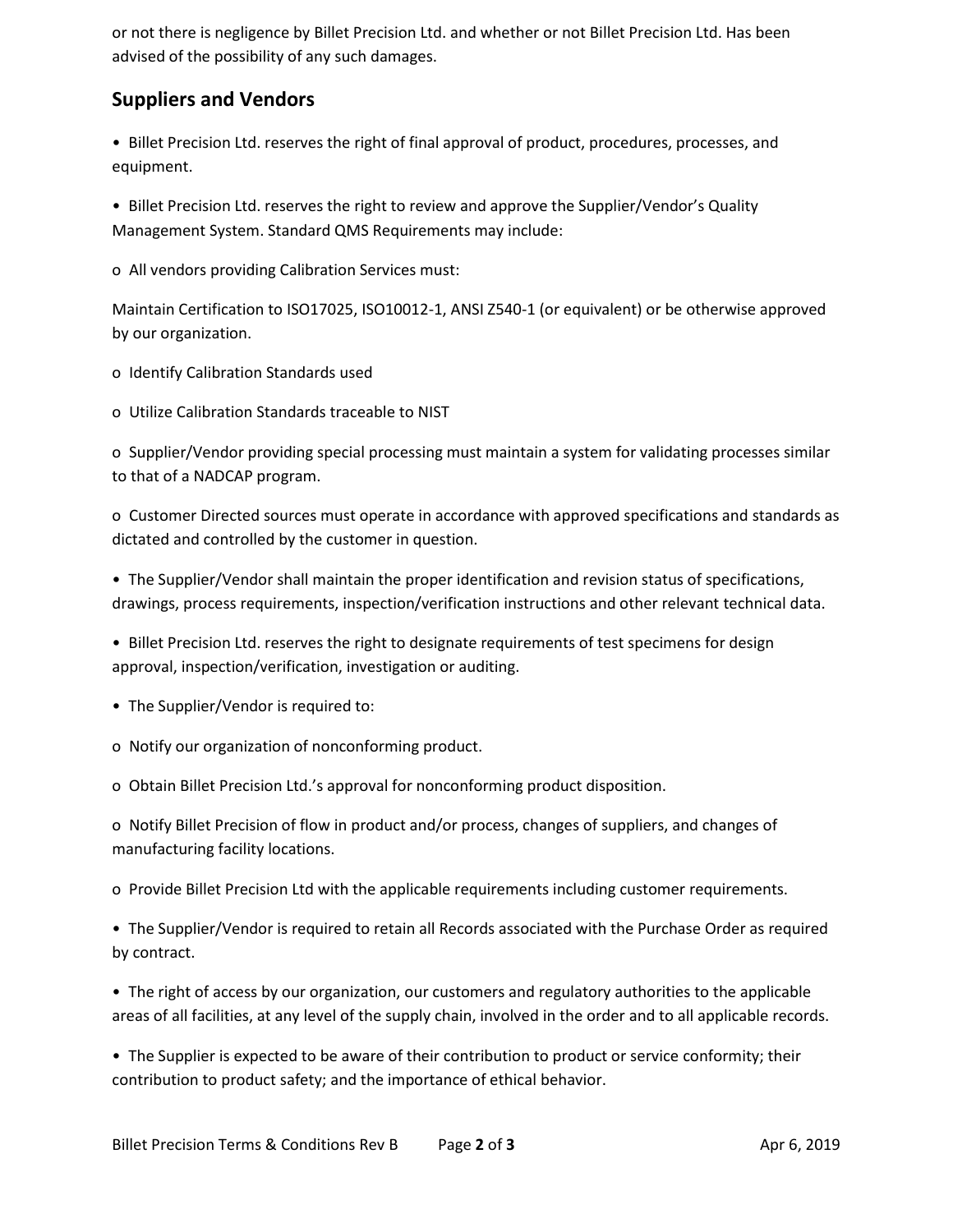or not there is negligence by Billet Precision Ltd. and whether or not Billet Precision Ltd. Has been advised of the possibility of any such damages.

## Suppliers and Vendors

• Billet Precision Ltd. reserves the right of final approval of product, procedures, processes, and equipment.

• Billet Precision Ltd. reserves the right to review and approve the Supplier/Vendor's Quality Management System. Standard QMS Requirements may include:

o All vendors providing Calibration Services must:

Maintain Certification to ISO17025, ISO10012-1, ANSI Z540-1 (or equivalent) or be otherwise approved by our organization.

o Identify Calibration Standards used

o Utilize Calibration Standards traceable to NIST

o Supplier/Vendor providing special processing must maintain a system for validating processes similar to that of a NADCAP program.

o Customer Directed sources must operate in accordance with approved specifications and standards as dictated and controlled by the customer in question.

• The Supplier/Vendor shall maintain the proper identification and revision status of specifications, drawings, process requirements, inspection/verification instructions and other relevant technical data.

• Billet Precision Ltd. reserves the right to designate requirements of test specimens for design approval, inspection/verification, investigation or auditing.

• The Supplier/Vendor is required to:

o Notify our organization of nonconforming product.

o Obtain Billet Precision Ltd.'s approval for nonconforming product disposition.

o Notify Billet Precision of flow in product and/or process, changes of suppliers, and changes of manufacturing facility locations.

o Provide Billet Precision Ltd with the applicable requirements including customer requirements.

• The Supplier/Vendor is required to retain all Records associated with the Purchase Order as required by contract.

• The right of access by our organization, our customers and regulatory authorities to the applicable areas of all facilities, at any level of the supply chain, involved in the order and to all applicable records.

• The Supplier is expected to be aware of their contribution to product or service conformity; their contribution to product safety; and the importance of ethical behavior.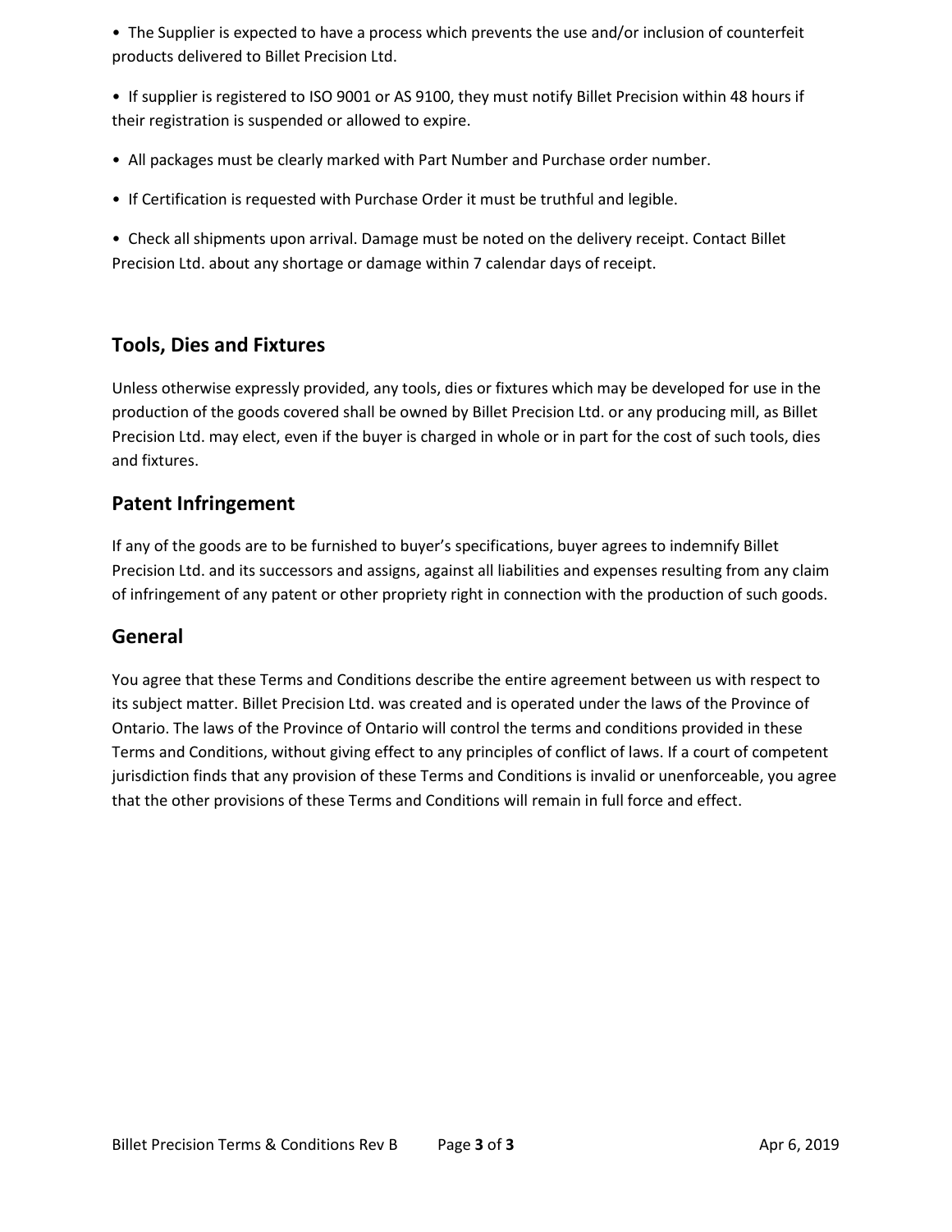- The Supplier is expected to have a process which prevents the use and/or inclusion of counterfeit products delivered to Billet Precision Ltd.

- If supplier is registered to ISO 9001 or AS 9100, they must notify Billet Precision within 48 hours if their registration is suspended or allowed to expire.

- All packages must be clearly marked with Part Number and Purchase order number.

- If Certification is requested with Purchase Order it must be truthful and legible.

- Check all shipments upon arrival. Damage must be noted on the delivery receipt. Contact Billet Precision Ltd. about any shortage or damage within 7 calendar days of receipt.

## Tools, Dies and Fixtures

Unless otherwise expressly provided, any tools, dies or fixtures which may be developed for use in the production of the goods covered shall be owned by Billet Precision Ltd. or any producing mill, as Billet Precision Ltd. may elect, even if the buyer is charged in whole or in part for the cost of such tools, dies and fixtures.

## Patent Infringement

If any of the goods are to be furnished to buyer's specifications, buyer agrees to indemnify Billet Precision Ltd. and its successors and assigns, against all liabilities and expenses resulting from any claim of infringement of any patent or other propriety right in connection with the production of such goods.

## General

You agree that these Terms and Conditions describe the entire agreement between us with respect to its subject matter. Billet Precision Ltd. was created and is operated under the laws of the Province of Ontario. The laws of the Province of Ontario will control the terms and conditions provided in these Terms and Conditions, without giving effect to any principles of conflict of laws. If a court of competent jurisdiction finds that any provision of these Terms and Conditions is invalid or unenforceable, you agree that the other provisions of these Terms and Conditions will remain in full force and effect.